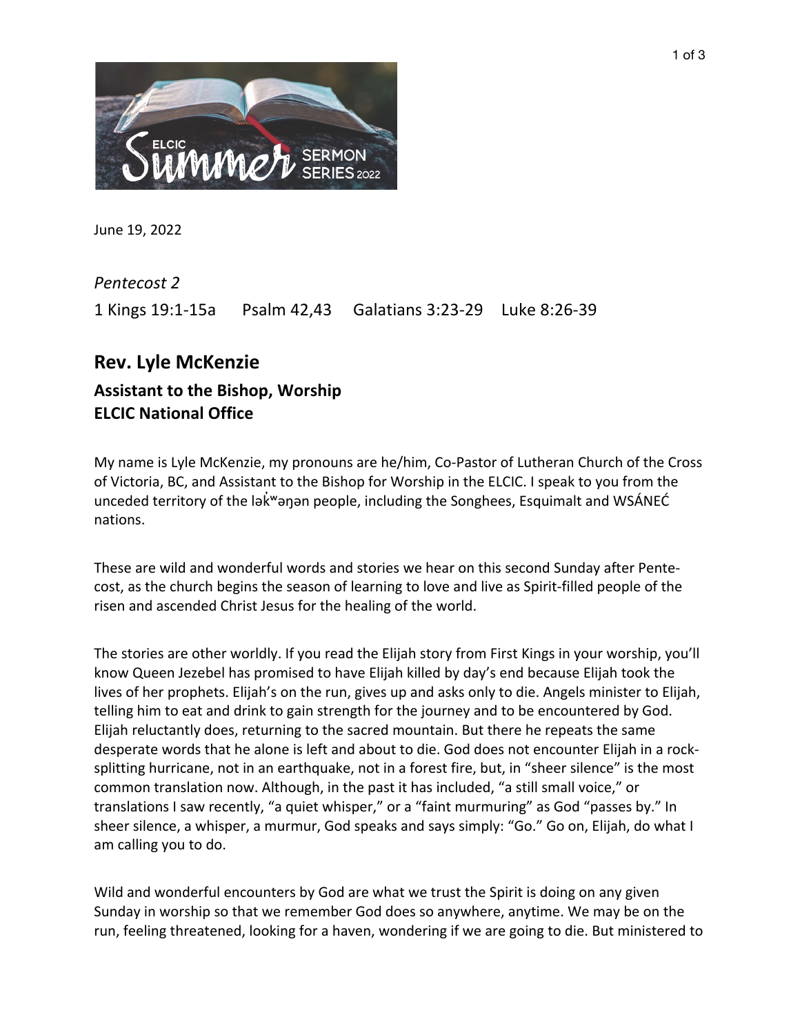June 19, 2022

*Pentecost 2*

1 Kings 19:1-15a     Psalm 42,43     Galatians 3:23-29     Luke 8:26-39

## Rev. Lyle McKenzie

### Assistant to the Bishop, Worship
### ELCIC National Office

My name is Lyle McKenzie, my pronouns are he/him, Co-Pastor of Lutheran Church of the Cross of Victoria, BC, and Assistant to the Bishop for Worship in the ELCIC. I speak to you from the unceded territory of the ləkʷəŋən people, including the Songhees, Esquimalt and WSÁNEĆ nations.

These are wild and wonderful words and stories we hear on this second Sunday after Pentecost, as the church begins the season of learning to love and live as Spirit-filled people of the risen and ascended Christ Jesus for the healing of the world.

The stories are other worldly. If you read the Elijah story from First Kings in your worship, you'll know Queen Jezebel has promised to have Elijah killed by day's end because Elijah took the lives of her prophets. Elijah's on the run, gives up and asks only to die. Angels minister to Elijah, telling him to eat and drink to gain strength for the journey and to be encountered by God. Elijah reluctantly does, returning to the sacred mountain. But there he repeats the same desperate words that he alone is left and about to die. God does not encounter Elijah in a rock-splitting hurricane, not in an earthquake, not in a forest fire, but, in "sheer silence" is the most common translation now. Although, in the past it has included, "a still small voice," or translations I saw recently, "a quiet whisper," or a "faint murmuring" as God "passes by." In sheer silence, a whisper, a murmur, God speaks and says simply: "Go." Go on, Elijah, do what I am calling you to do.

Wild and wonderful encounters by God are what we trust the Spirit is doing on any given Sunday in worship so that we remember God does so anywhere, anytime. We may be on the run, feeling threatened, looking for a haven, wondering if we are going to die. But ministered to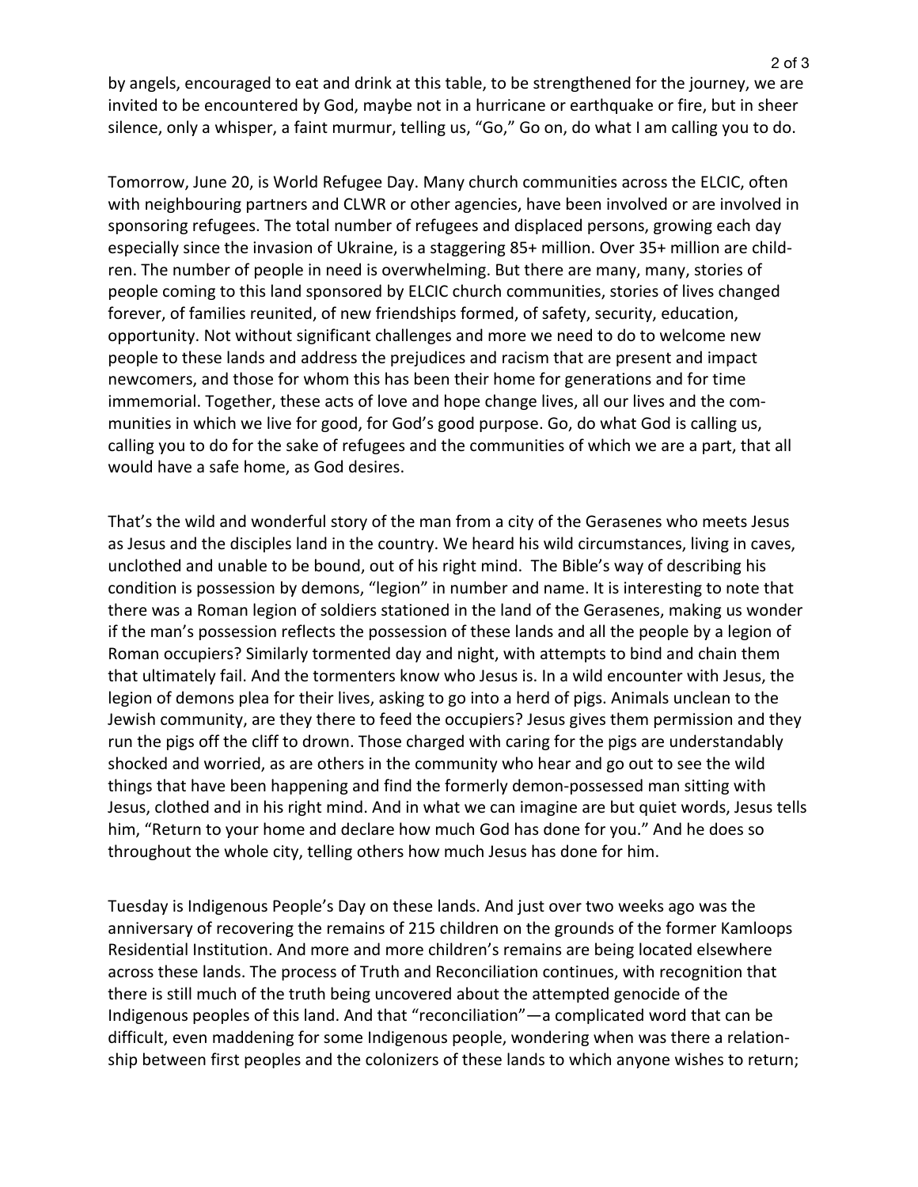by angels, encouraged to eat and drink at this table, to be strengthened for the journey, we are invited to be encountered by God, maybe not in a hurricane or earthquake or fire, but in sheer silence, only a whisper, a faint murmur, telling us, "Go," Go on, do what I am calling you to do.

Tomorrow, June 20, is World Refugee Day. Many church communities across the ELCIC, often with neighbouring partners and CLWR or other agencies, have been involved or are involved in sponsoring refugees. The total number of refugees and displaced persons, growing each day especially since the invasion of Ukraine, is a staggering 85+ million. Over 35+ million are children. The number of people in need is overwhelming. But there are many, many, stories of people coming to this land sponsored by ELCIC church communities, stories of lives changed forever, of families reunited, of new friendships formed, of safety, security, education, opportunity. Not without significant challenges and more we need to do to welcome new people to these lands and address the prejudices and racism that are present and impact newcomers, and those for whom this has been their home for generations and for time immemorial. Together, these acts of love and hope change lives, all our lives and the communities in which we live for good, for God's good purpose. Go, do what God is calling us, calling you to do for the sake of refugees and the communities of which we are a part, that all would have a safe home, as God desires.

That's the wild and wonderful story of the man from a city of the Gerasenes who meets Jesus as Jesus and the disciples land in the country. We heard his wild circumstances, living in caves, unclothed and unable to be bound, out of his right mind. The Bible's way of describing his condition is possession by demons, "legion" in number and name. It is interesting to note that there was a Roman legion of soldiers stationed in the land of the Gerasenes, making us wonder if the man's possession reflects the possession of these lands and all the people by a legion of Roman occupiers? Similarly tormented day and night, with attempts to bind and chain them that ultimately fail. And the tormenters know who Jesus is. In a wild encounter with Jesus, the legion of demons plea for their lives, asking to go into a herd of pigs. Animals unclean to the Jewish community, are they there to feed the occupiers? Jesus gives them permission and they run the pigs off the cliff to drown. Those charged with caring for the pigs are understandably shocked and worried, as are others in the community who hear and go out to see the wild things that have been happening and find the formerly demon-possessed man sitting with Jesus, clothed and in his right mind. And in what we can imagine are but quiet words, Jesus tells him, "Return to your home and declare how much God has done for you." And he does so throughout the whole city, telling others how much Jesus has done for him.

Tuesday is Indigenous People's Day on these lands. And just over two weeks ago was the anniversary of recovering the remains of 215 children on the grounds of the former Kamloops Residential Institution. And more and more children's remains are being located elsewhere across these lands. The process of Truth and Reconciliation continues, with recognition that there is still much of the truth being uncovered about the attempted genocide of the Indigenous peoples of this land. And that "reconciliation"—a complicated word that can be difficult, even maddening for some Indigenous people, wondering when was there a relationship between first peoples and the colonizers of these lands to which anyone wishes to return;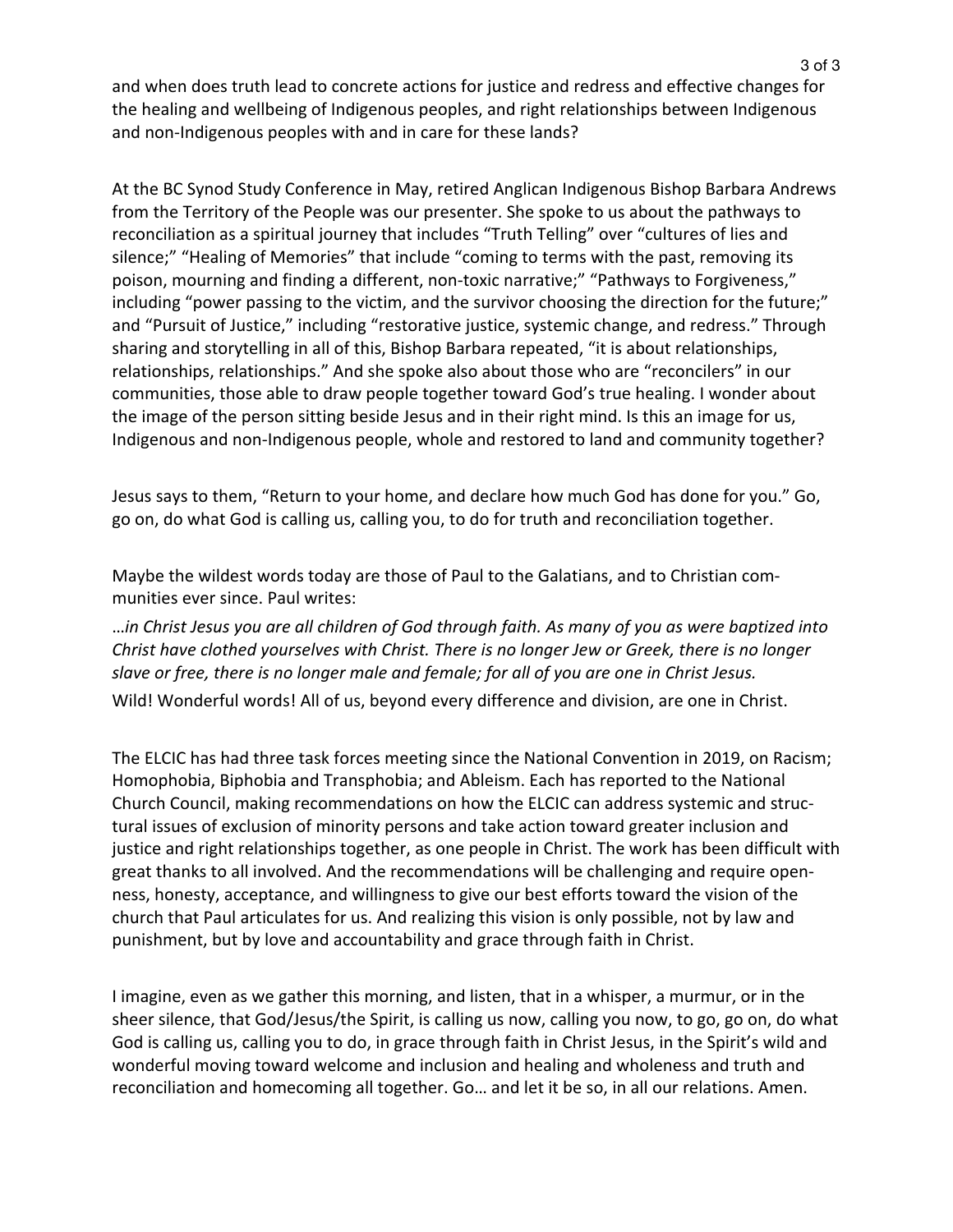and when does truth lead to concrete actions for justice and redress and effective changes for the healing and wellbeing of Indigenous peoples, and right relationships between Indigenous and non-Indigenous peoples with and in care for these lands?

At the BC Synod Study Conference in May, retired Anglican Indigenous Bishop Barbara Andrews from the Territory of the People was our presenter. She spoke to us about the pathways to reconciliation as a spiritual journey that includes "Truth Telling" over "cultures of lies and silence;" "Healing of Memories" that include "coming to terms with the past, removing its poison, mourning and finding a different, non-toxic narrative;" "Pathways to Forgiveness," including "power passing to the victim, and the survivor choosing the direction for the future;" and "Pursuit of Justice," including "restorative justice, systemic change, and redress." Through sharing and storytelling in all of this, Bishop Barbara repeated, "it is about relationships, relationships, relationships." And she spoke also about those who are "reconcilers" in our communities, those able to draw people together toward God's true healing. I wonder about the image of the person sitting beside Jesus and in their right mind. Is this an image for us, Indigenous and non-Indigenous people, whole and restored to land and community together?

Jesus says to them, "Return to your home, and declare how much God has done for you." Go, go on, do what God is calling us, calling you, to do for truth and reconciliation together.

Maybe the wildest words today are those of Paul to the Galatians, and to Christian communities ever since. Paul writes:

*…in Christ Jesus you are all children of God through faith. As many of you as were baptized into Christ have clothed yourselves with Christ. There is no longer Jew or Greek, there is no longer slave or free, there is no longer male and female; for all of you are one in Christ Jesus.*

Wild! Wonderful words! All of us, beyond every difference and division, are one in Christ.

The ELCIC has had three task forces meeting since the National Convention in 2019, on Racism; Homophobia, Biphobia and Transphobia; and Ableism. Each has reported to the National Church Council, making recommendations on how the ELCIC can address systemic and structural issues of exclusion of minority persons and take action toward greater inclusion and justice and right relationships together, as one people in Christ. The work has been difficult with great thanks to all involved. And the recommendations will be challenging and require openness, honesty, acceptance, and willingness to give our best efforts toward the vision of the church that Paul articulates for us. And realizing this vision is only possible, not by law and punishment, but by love and accountability and grace through faith in Christ.

I imagine, even as we gather this morning, and listen, that in a whisper, a murmur, or in the sheer silence, that God/Jesus/the Spirit, is calling us now, calling you now, to go, go on, do what God is calling us, calling you to do, in grace through faith in Christ Jesus, in the Spirit's wild and wonderful moving toward welcome and inclusion and healing and wholeness and truth and reconciliation and homecoming all together. Go… and let it be so, in all our relations. Amen.